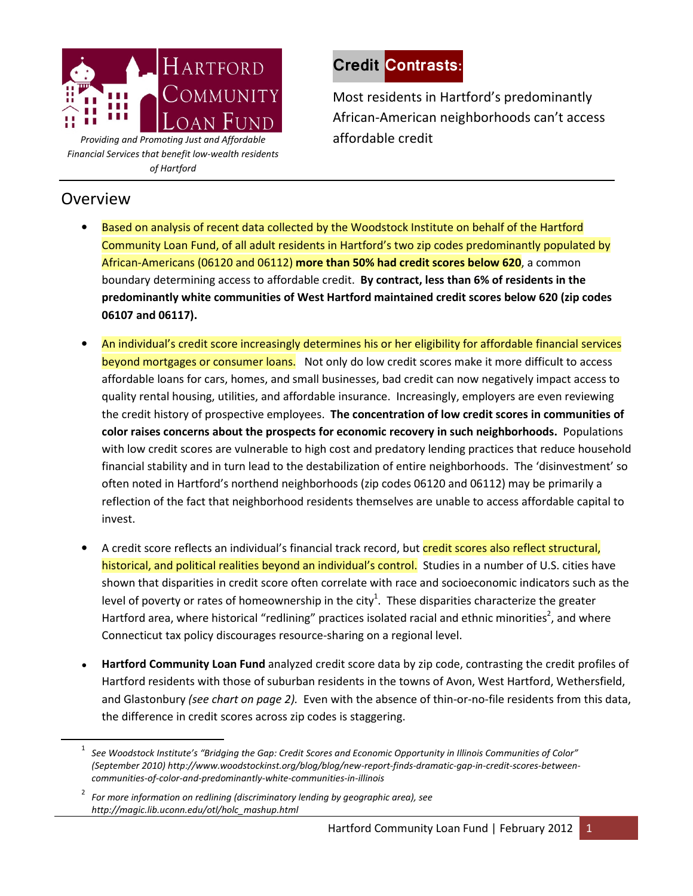HARTFORD COMMUNITY LOAN FUND

*Providing and Promoting Just and Affordable Financial Services that benefit low-wealth residents of Hartford*

# Credit Contrasts:

Most residents in Hartford's predominantly African-American neighborhoods can't access affordable credit

## Overview

- Based on analysis of recent data collected by the Woodstock Institute on behalf of the Hartford Community Loan Fund, of all adult residents in Hartford's two zip codes predominantly populated by African-Americans (06120 and 06112) **more than 50% had credit scores below 620**, a common boundary determining access to affordable credit. **By contrast, less than 6% of residents in the predominantly white communities of West Hartford maintained credit scores below 620 (zip codes 06107 and 06117).**

- An individual's credit score increasingly determines his or her eligibility for affordable financial services beyond mortgages or consumer loans. Not only do low credit scores make it more difficult to access affordable loans for cars, homes, and small businesses, bad credit can now negatively impact access to quality rental housing, utilities, and affordable insurance. Increasingly, employers are even reviewing the credit history of prospective employees. **The concentration of low credit scores in communities of color raises concerns about the prospects for economic recovery in such neighborhoods.** Populations with low credit scores are vulnerable to high cost and predatory lending practices that reduce household financial stability and in turn lead to the destabilization of entire neighborhoods. The 'disinvestment' so often noted in Hartford's northend neighborhoods (zip codes 06120 and 06112) may be primarily a reflection of the fact that neighborhood residents themselves are unable to access affordable capital to invest.

- A credit score reflects an individual's financial track record, but credit scores also reflect structural, historical, and political realities beyond an individual's control. Studies in a number of U.S. cities have shown that disparities in credit score often correlate with race and socioeconomic indicators such as the level of poverty or rates of homeownership in the city[1]. These disparities characterize the greater Hartford area, where historical "redlining" practices isolated racial and ethnic minorities[2], and where Connecticut tax policy discourages resource-sharing on a regional level.

- **Hartford Community Loan Fund** analyzed credit score data by zip code, contrasting the credit profiles of Hartford residents with those of suburban residents in the towns of Avon, West Hartford, Wethersfield, and Glastonbury *(see chart on page 2).* Even with the absence of thin-or-no-file residents from this data, the difference in credit scores across zip codes is staggering.

---

[1] *See Woodstock Institute's "Bridging the Gap: Credit Scores and Economic Opportunity in Illinois Communities of Color" (September 2010) http://www.woodstockinst.org/blog/blog/new-report-finds-dramatic-gap-in-credit-scores-between-communities-of-color-and-predominantly-white-communities-in-illinois*

[2] *For more information on redlining (discriminatory lending by geographic area), see http://magic.lib.uconn.edu/otl/holc_mashup.html*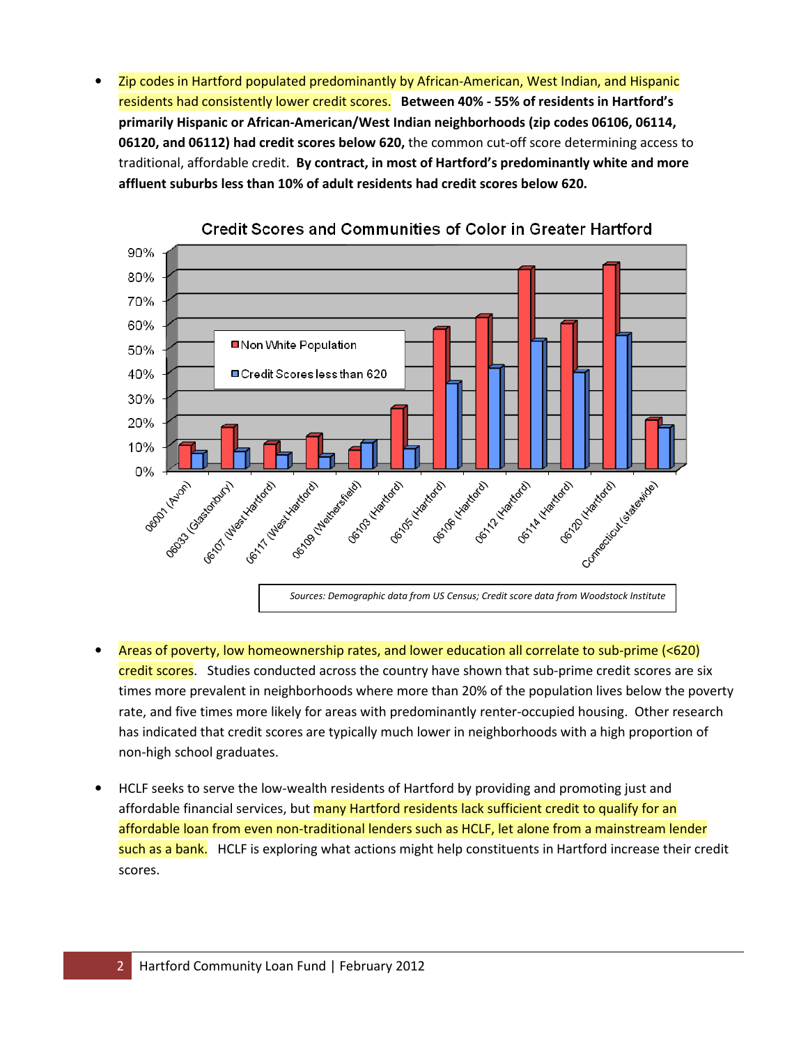- Zip codes in Hartford populated predominantly by African-American, West Indian, and Hispanic residents had consistently lower credit scores. **Between 40% - 55% of residents in Hartford's primarily Hispanic or African-American/West Indian neighborhoods (zip codes 06106, 06114, 06120, and 06112) had credit scores below 620,** the common cut-off score determining access to traditional, affordable credit. **By contract, in most of Hartford's predominantly white and more affluent suburbs less than 10% of adult residents had credit scores below 620.**

**Credit Scores and Communities of Color in Greater Hartford**

*Sources: Demographic data from US Census; Credit score data from Woodstock Institute*

- Areas of poverty, low homeownership rates, and lower education all correlate to sub-prime (<620) credit scores. Studies conducted across the country have shown that sub-prime credit scores are six times more prevalent in neighborhoods where more than 20% of the population lives below the poverty rate, and five times more likely for areas with predominantly renter-occupied housing. Other research has indicated that credit scores are typically much lower in neighborhoods with a high proportion of non-high school graduates.

- HCLF seeks to serve the low-wealth residents of Hartford by providing and promoting just and affordable financial services, but many Hartford residents lack sufficient credit to qualify for an affordable loan from even non-traditional lenders such as HCLF, let alone from a mainstream lender such as a bank. HCLF is exploring what actions might help constituents in Hartford increase their credit scores.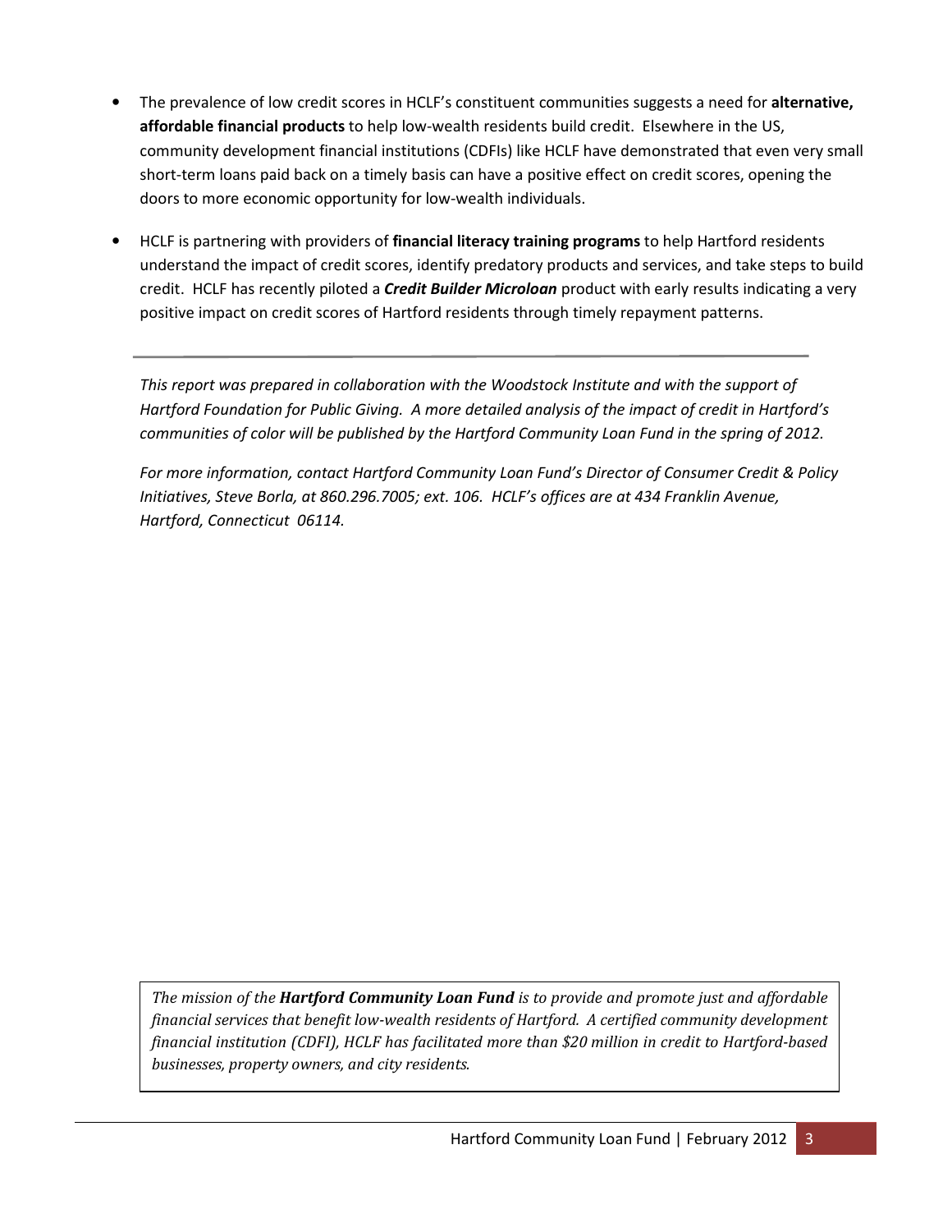- The prevalence of low credit scores in HCLF's constituent communities suggests a need for **alternative, affordable financial products** to help low-wealth residents build credit. Elsewhere in the US, community development financial institutions (CDFIs) like HCLF have demonstrated that even very small short-term loans paid back on a timely basis can have a positive effect on credit scores, opening the doors to more economic opportunity for low-wealth individuals.

- HCLF is partnering with providers of **financial literacy training programs** to help Hartford residents understand the impact of credit scores, identify predatory products and services, and take steps to build credit. HCLF has recently piloted a ***Credit Builder Microloan*** product with early results indicating a very positive impact on credit scores of Hartford residents through timely repayment patterns.

---

*This report was prepared in collaboration with the Woodstock Institute and with the support of Hartford Foundation for Public Giving. A more detailed analysis of the impact of credit in Hartford's communities of color will be published by the Hartford Community Loan Fund in the spring of 2012.*

*For more information, contact Hartford Community Loan Fund's Director of Consumer Credit & Policy Initiatives, Steve Borla, at 860.296.7005; ext. 106. HCLF's offices are at 434 Franklin Avenue, Hartford, Connecticut 06114.*

*The mission of the **Hartford Community Loan Fund** is to provide and promote just and affordable financial services that benefit low-wealth residents of Hartford. A certified community development financial institution (CDFI), HCLF has facilitated more than $20 million in credit to Hartford-based businesses, property owners, and city residents.*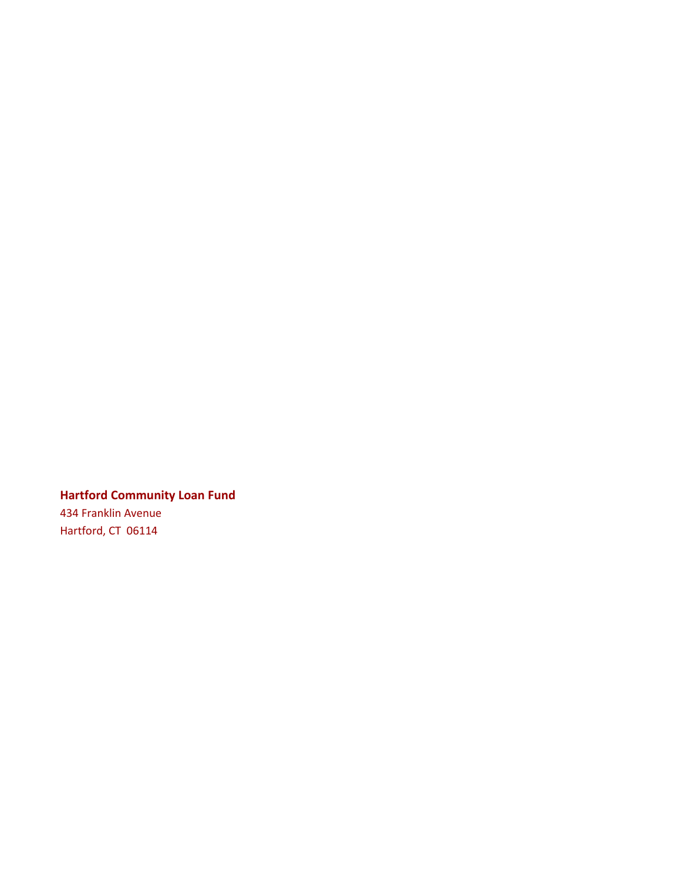**Hartford Community Loan Fund**
434 Franklin Avenue
Hartford, CT  06114